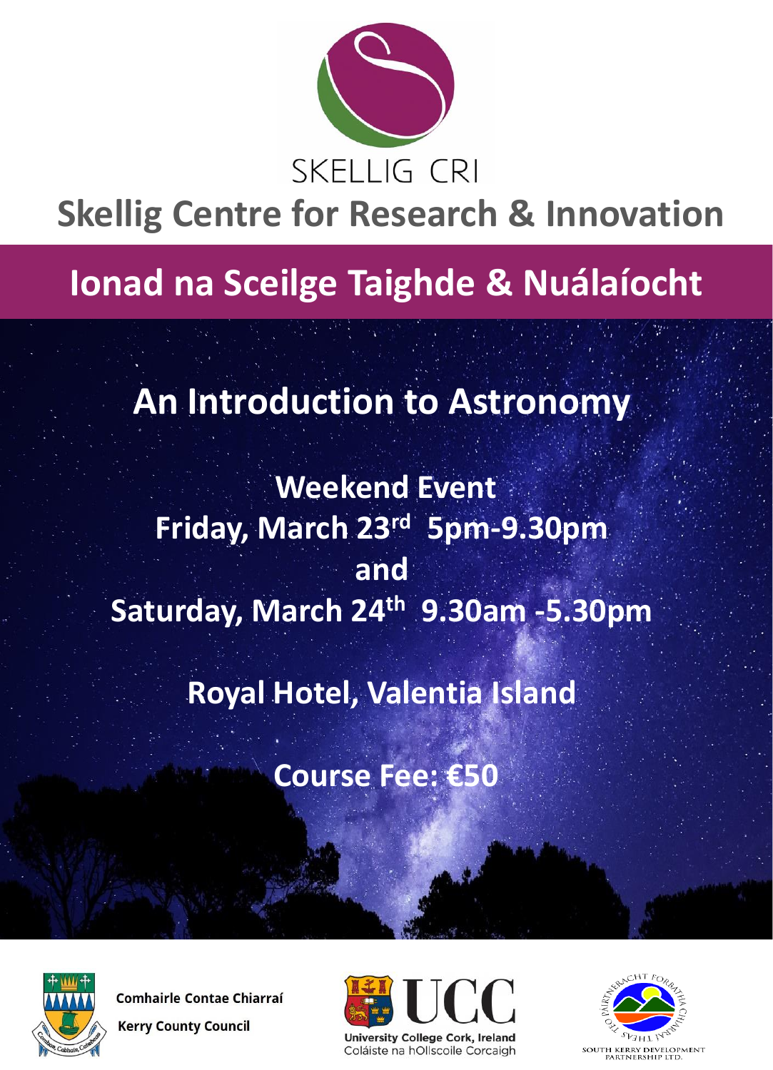SKELLIG CRI

# Skellig Centre for Research & Innovation

## Ionad na Sceilge Taighde & Nuálaíocht

## An Introduction to Astronomy

**Weekend Event**

**Friday, March 23rd 5pm-9.30pm**

**and**

**Saturday, March 24th 9.30am -5.30pm**

**Royal Hotel, Valentia Island**

**Course Fee: €50**

Comhairle Contae Chiarraí

Kerry County Council

University College Cork, Ireland

Coláiste na hOllscoile Corcaigh

South Kerry Development Partnership Ltd.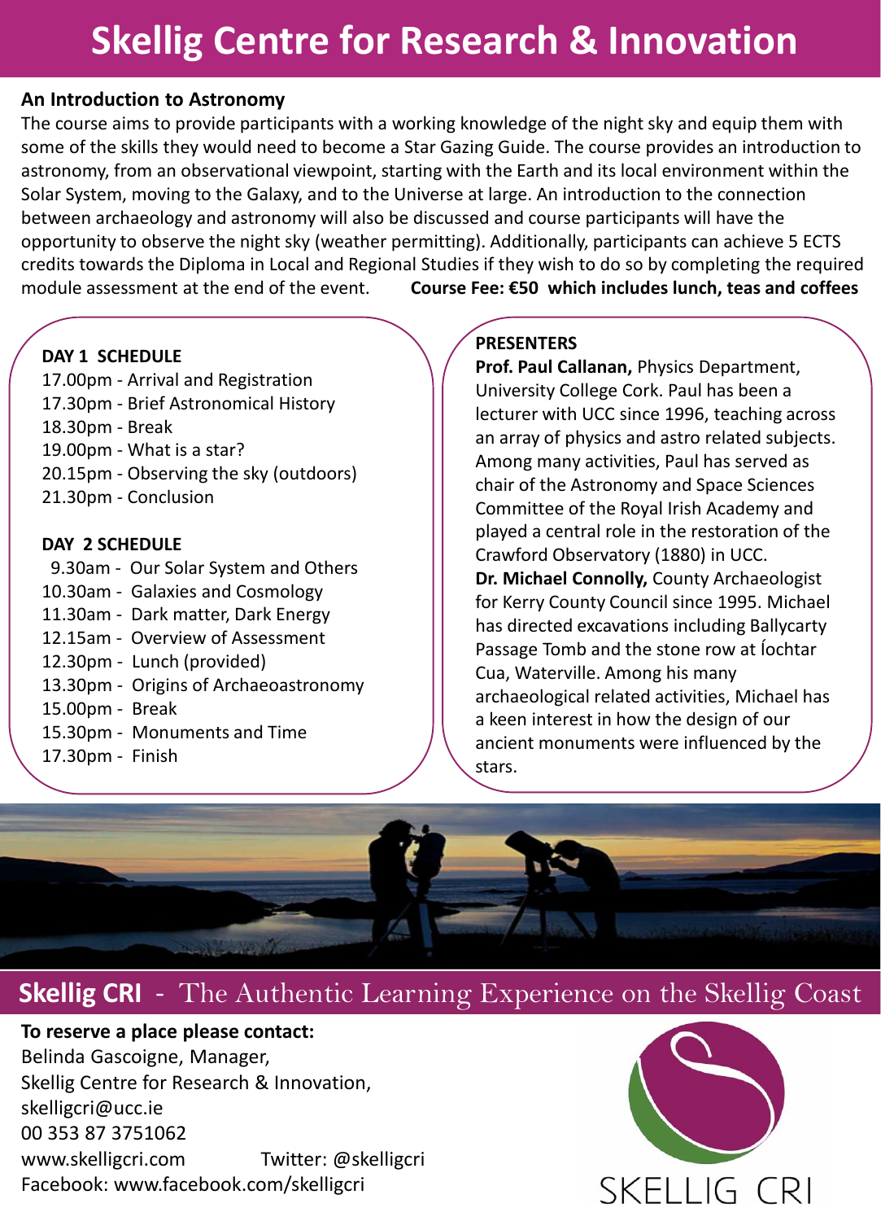# Skellig Centre for Research & Innovation

## An Introduction to Astronomy

The course aims to provide participants with a working knowledge of the night sky and equip them with some of the skills they would need to become a Star Gazing Guide. The course provides an introduction to astronomy, from an observational viewpoint, starting with the Earth and its local environment within the Solar System, moving to the Galaxy, and to the Universe at large. An introduction to the connection between archaeology and astronomy will also be discussed and course participants will have the opportunity to observe the night sky (weather permitting). Additionally, participants can achieve 5 ECTS credits towards the Diploma in Local and Regional Studies if they wish to do so by completing the required module assessment at the end of the event. **Course Fee: €50 which includes lunch, teas and coffees**

### DAY 1 SCHEDULE

17.00pm - Arrival and Registration
17.30pm - Brief Astronomical History
18.30pm - Break
19.00pm - What is a star?
20.15pm - Observing the sky (outdoors)
21.30pm - Conclusion

### DAY 2 SCHEDULE

9.30am - Our Solar System and Others
10.30am - Galaxies and Cosmology
11.30am - Dark matter, Dark Energy
12.15am - Overview of Assessment
12.30pm - Lunch (provided)
13.30pm - Origins of Archaeoastronomy
15.00pm - Break
15.30pm - Monuments and Time
17.30pm - Finish

### PRESENTERS

**Prof. Paul Callanan,** Physics Department, University College Cork. Paul has been a lecturer with UCC since 1996, teaching across an array of physics and astro related subjects. Among many activities, Paul has served as chair of the Astronomy and Space Sciences Committee of the Royal Irish Academy and played a central role in the restoration of the Crawford Observatory (1880) in UCC.

**Dr. Michael Connolly,** County Archaeologist for Kerry County Council since 1995. Michael has directed excavations including Ballycarty Passage Tomb and the stone row at Íochtar Cua, Waterville. Among his many archaeological related activities, Michael has a keen interest in how the design of our ancient monuments were influenced by the stars.

## Skellig CRI - The Authentic Learning Experience on the Skellig Coast

**To reserve a place please contact:**
Belinda Gascoigne, Manager,
Skellig Centre for Research & Innovation,
skelligcri@ucc.ie
00 353 87 3751062
www.skelligcri.com    Twitter: @skelligcri
Facebook: www.facebook.com/skelligcri

SKELLIG CRI